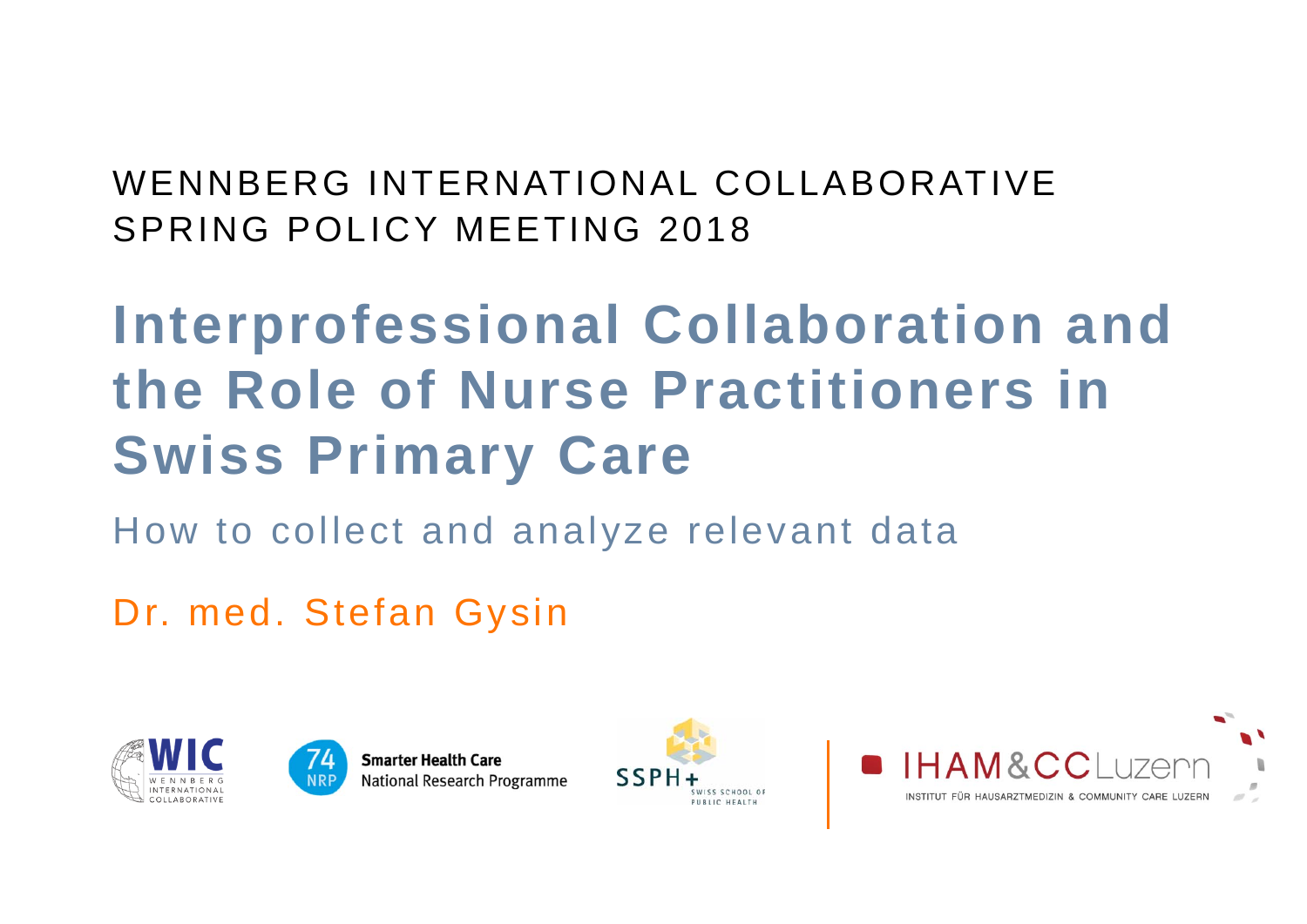WENNBERG INTERNATIONAL COLLABORATIVE
SPRING POLICY MEETING 2018

# Interprofessional Collaboration and the Role of Nurse Practitioners in Swiss Primary Care

## How to collect and analyze relevant data

Dr. med. Stefan Gysin

WIC WENNBERG INTERNATIONAL COLLABORATIVE

74 NRP Smarter Health Care National Research Programme

SSPH+ SWISS SCHOOL OF PUBLIC HEALTH

IHAM&CC Luzern INSTITUT FÜR HAUSARZTMEDIZIN & COMMUNITY CARE LUZERN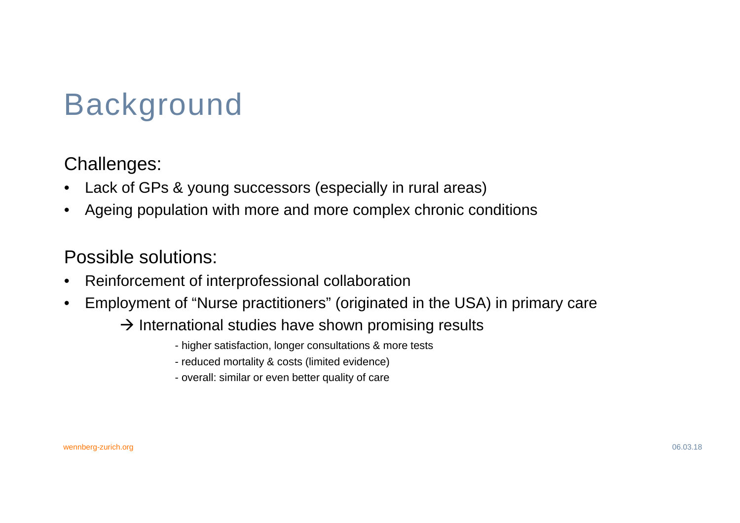# Background

Challenges:

- Lack of GPs & young successors (especially in rural areas)
- Ageing population with more and more complex chronic conditions

Possible solutions:

- Reinforcement of interprofessional collaboration
- Employment of "Nurse practitioners" (originated in the USA) in primary care

  → International studies have shown promising results

  - higher satisfaction, longer consultations & more tests
  - reduced mortality & costs (limited evidence)
  - overall: similar or even better quality of care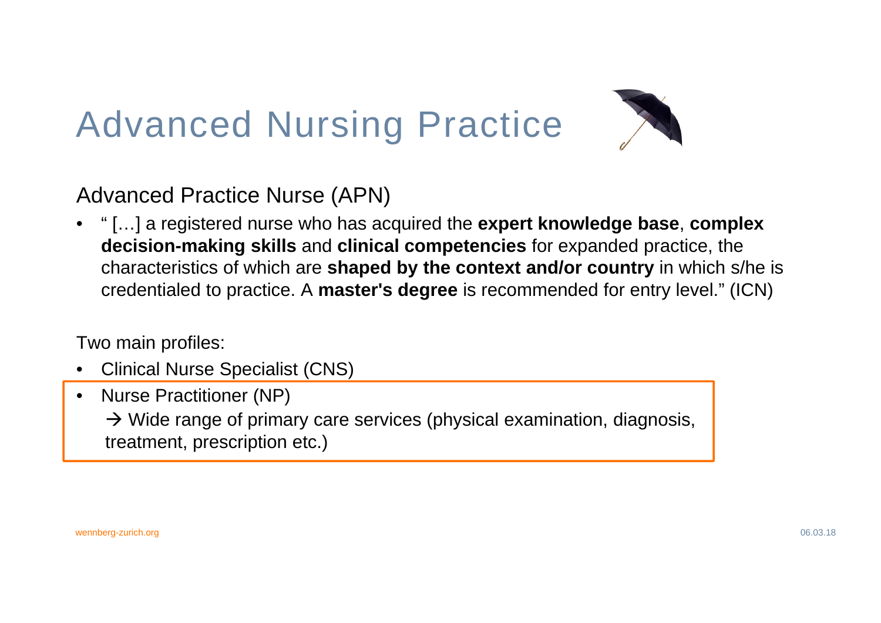# Advanced Nursing Practice

## Advanced Practice Nurse (APN)

- " […] a registered nurse who has acquired the **expert knowledge base**, **complex decision-making skills** and **clinical competencies** for expanded practice, the characteristics of which are **shaped by the context and/or country** in which s/he is credentialed to practice. A **master's degree** is recommended for entry level." (ICN)

Two main profiles:

- Clinical Nurse Specialist (CNS)
- Nurse Practitioner (NP)
  → Wide range of primary care services (physical examination, diagnosis, treatment, prescription etc.)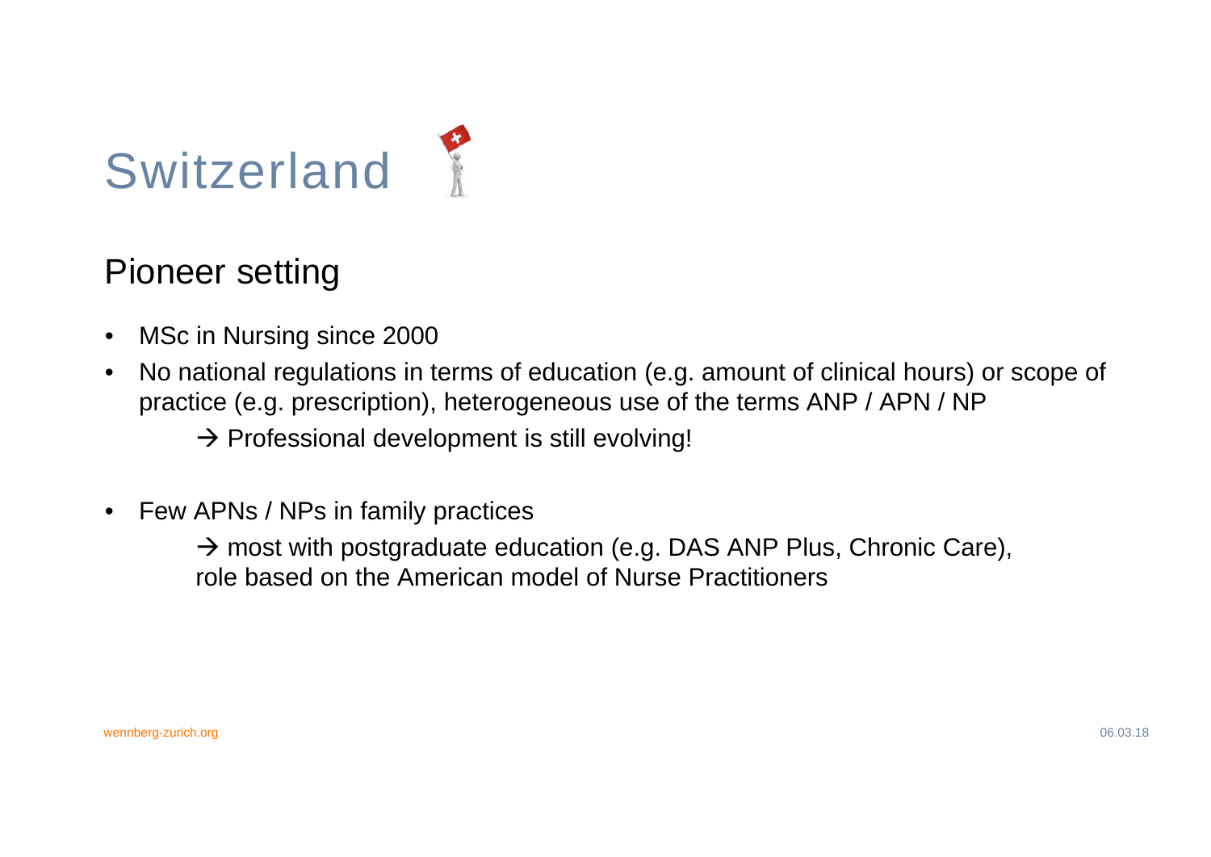# Switzerland

## Pioneer setting

- MSc in Nursing since 2000
- No national regulations in terms of education (e.g. amount of clinical hours) or scope of practice (e.g. prescription), heterogeneous use of the terms ANP / APN / NP

  → Professional development is still evolving!

- Few APNs / NPs in family practices

  → most with postgraduate education (e.g. DAS ANP Plus, Chronic Care), role based on the American model of Nurse Practitioners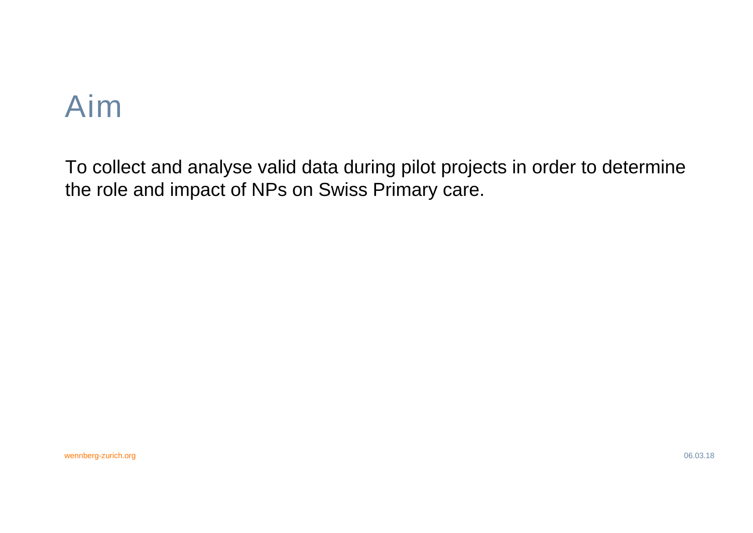# Aim

To collect and analyse valid data during pilot projects in order to determine the role and impact of NPs on Swiss Primary care.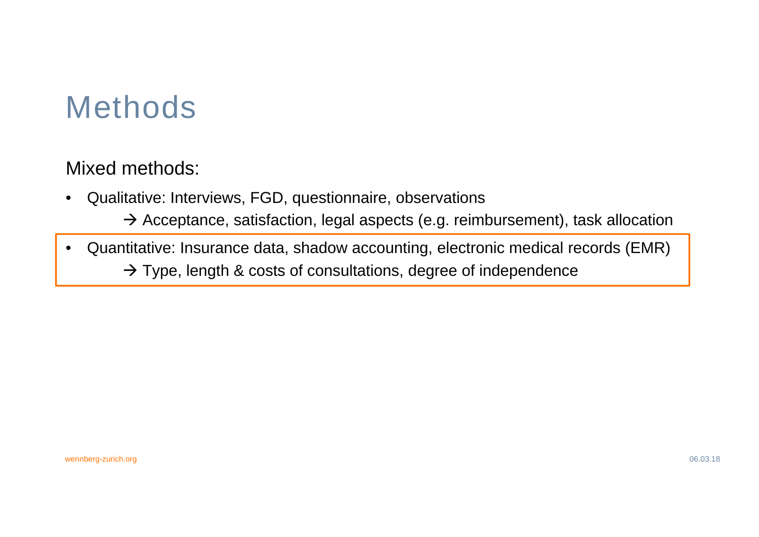# Methods

Mixed methods:

- Qualitative: Interviews, FGD, questionnaire, observations
  → Acceptance, satisfaction, legal aspects (e.g. reimbursement), task allocation
- Quantitative: Insurance data, shadow accounting, electronic medical records (EMR)
  → Type, length & costs of consultations, degree of independence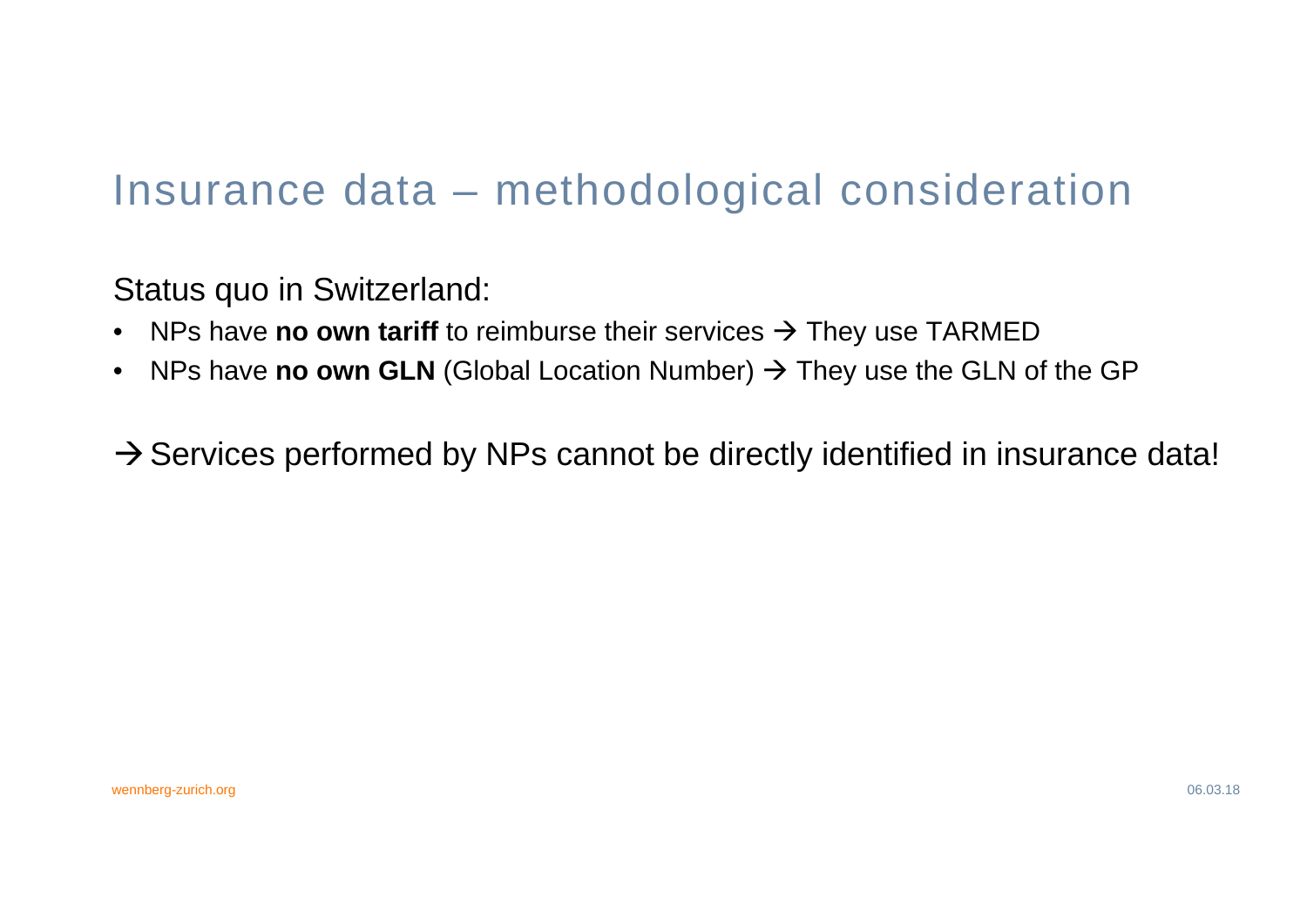# Insurance data – methodological consideration

Status quo in Switzerland:

- NPs have **no own tariff** to reimburse their services → They use TARMED
- NPs have **no own GLN** (Global Location Number) → They use the GLN of the GP

→ Services performed by NPs cannot be directly identified in insurance data!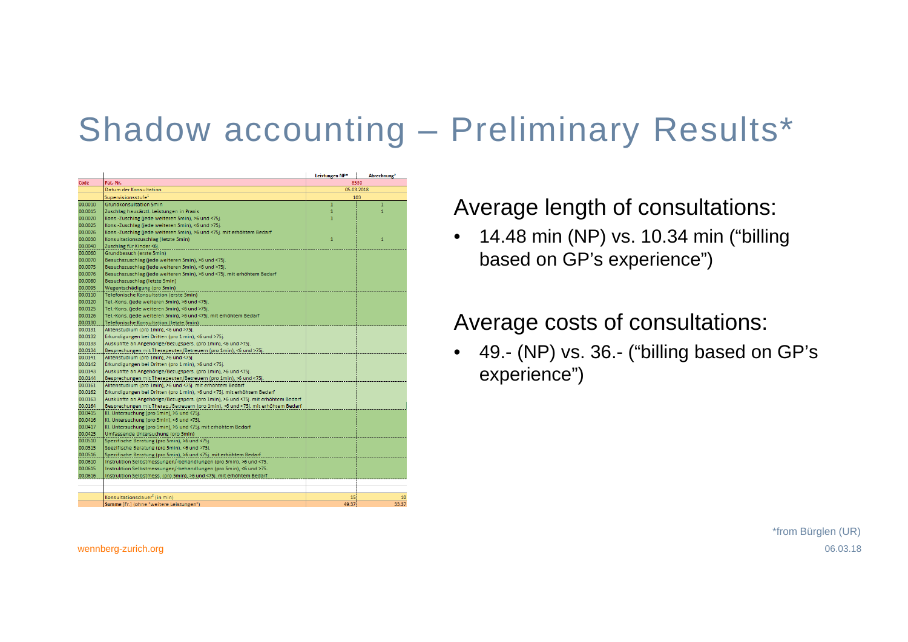# Shadow accounting – Preliminary Results*

| Code | | Leistungen NP* | Abrechnung* |
|---|---|---|---|
| Code | Pat.-Nr. | 8530 | |
| | Datum der Konsultation | 05.03.2018 | |
| | Supervisionsstufe[1] | 103 | |
| 00.0010 | Grundkonsultation 5min | 1 | 1 |
| 00.0015 | Zuschlag hausärztl. Leistungen in Praxis | 1 | 1 |
| 00.0020 | Kons.-Zuschlag (jede weiteren 5min), >6 und <75j. | 1 | |
| 00.0025 | Kons.-Zuschlag (jede weiteren 5min), <6 und >75j. | | |
| 00.0026 | Kons.-Zuschlag (jede weiteren 5min), >6 und <75j. mit erhöhtem Bedarf | | |
| 00.0030 | Konsultationszuschlag (letzte 5min) | 1 | 1 |
| 00.0040 | Zuschlag für Kinder <6j. | | |
| 00.0060 | Grundbesuch (erste 5min) | | |
| 00.0070 | Besuchszuschlag (jede weiteren 5min), >6 und <75j. | | |
| 00.0075 | Besuchszuschlag (jede weiteren 5min), <6 und >75j. | | |
| 00.0076 | Besuchszuschlag (jede weiteren 5min), >6 und <75j. mit erhöhtem Bedarf | | |
| 00.0080 | Besuchszuschlag (letzte 5min) | | |
| 00.0095 | Wegentschädigung (pro 5min) | | |
| 00.0110 | Telefonische Konsultation (erste 5min) | | |
| 00.0120 | Tel.-Kons. (jede weiteren 5min), >6 und <75j. | | |
| 00.0125 | Tel.-Kons. (jede weiteren 5min), <6 und >75j. | | |
| 00.0126 | Tel.-Kons. (jede weiteren 5min), >6 und <75j. mit erhöhtem Bedarf | | |
| 00.0130 | Telefonische Konsultation (letzte 5min) | | |
| 00.0131 | Aktenstudium (pro 1min), <6 und >75j. | | |
| 00.0132 | Erkundigungen bei Dritten (pro 1 min), <6 und >75j. | | |
| 00.0133 | Auskünfte an Angehörige/Bezugspers. (pro 1min), <6 und >75j. | | |
| 00.0134 | Besprechungen mit Therapeuten/Betreuern (pro 1min), <6 und >75j. | | |
| 00.0141 | Aktenstudium (pro 1min), >6 und <75j. | | |
| 00.0142 | Erkundigungen bei Dritten (pro 1 min), >6 und <75j. | | |
| 00.0143 | Auskünfte an Angehörige/Bezugspers. (pro 1min), >6 und <75j. | | |
| 00.0144 | Besprechungen mit Therapeuten/Betreuern (pro 1min), >6 und <75j. | | |
| 00.0161 | Aktenstudium (pro 1min), >6 und <75j. mit erhöhtem Bedarf | | |
| 00.0162 | Erkundigungen bei Dritten (pro 1 min), >6 und <75j. mit erhöhtem Bedarf | | |
| 00.0163 | Auskünfte an Angehörige/Bezugspers. (pro 1min), >6 und <75j. mit erhöhtem Bedarf | | |
| 00.0164 | Besprechungen mit Therap./Betreuern (pro 1min), >6 und <75j. mit erhöhtem Bedarf | | |
| 00.0415 | Kl. Untersuchung (pro 5min), >6 und <75j. | | |
| 00.0416 | Kl. Untersuchung (pro 5min), <6 und >75j. | | |
| 00.0417 | Kl. Untersuchung (pro 5min), >6 und <75j. mit erhöhtem Bedarf | | |
| 00.0425 | Umfassende Untersuchung (pro 5min) | | |
| 00.0510 | Spezifische Beratung (pro 5min), >6 und <75j. | | |
| 00.0515 | Spezifische Beratung (pro 5min), <6 und >75j. | | |
| 00.0516 | Spezifische Beratung (pro 5min), >6 und <75j. mit erhöhtem Bedarf | | |
| 00.0610 | Instruktion Selbstmessungen/-behandlungen (pro 5min), >6 und <75. | | |
| 00.0615 | Instruktion Selbstmessungen/-behandlungen (pro 5min), <6 und >75. | | |
| 00.0616 | Instruktion Selbstmess. (pro 5min), >6 und <75j. mit erhöhtem Bedarf | | |
| | Konsultationsdauer[2] (in min) | 15 | 10 |
| | Summe (Fr.) (ohne "weitere Leistungen") | 49.37 | 33.37 |

Average length of consultations:

- 14.48 min (NP) vs. 10.34 min ("billing based on GP's experience")

Average costs of consultations:

- 49.- (NP) vs. 36.- ("billing based on GP's experience")

*from Bürglen (UR)

wennberg-zurich.org

06.03.18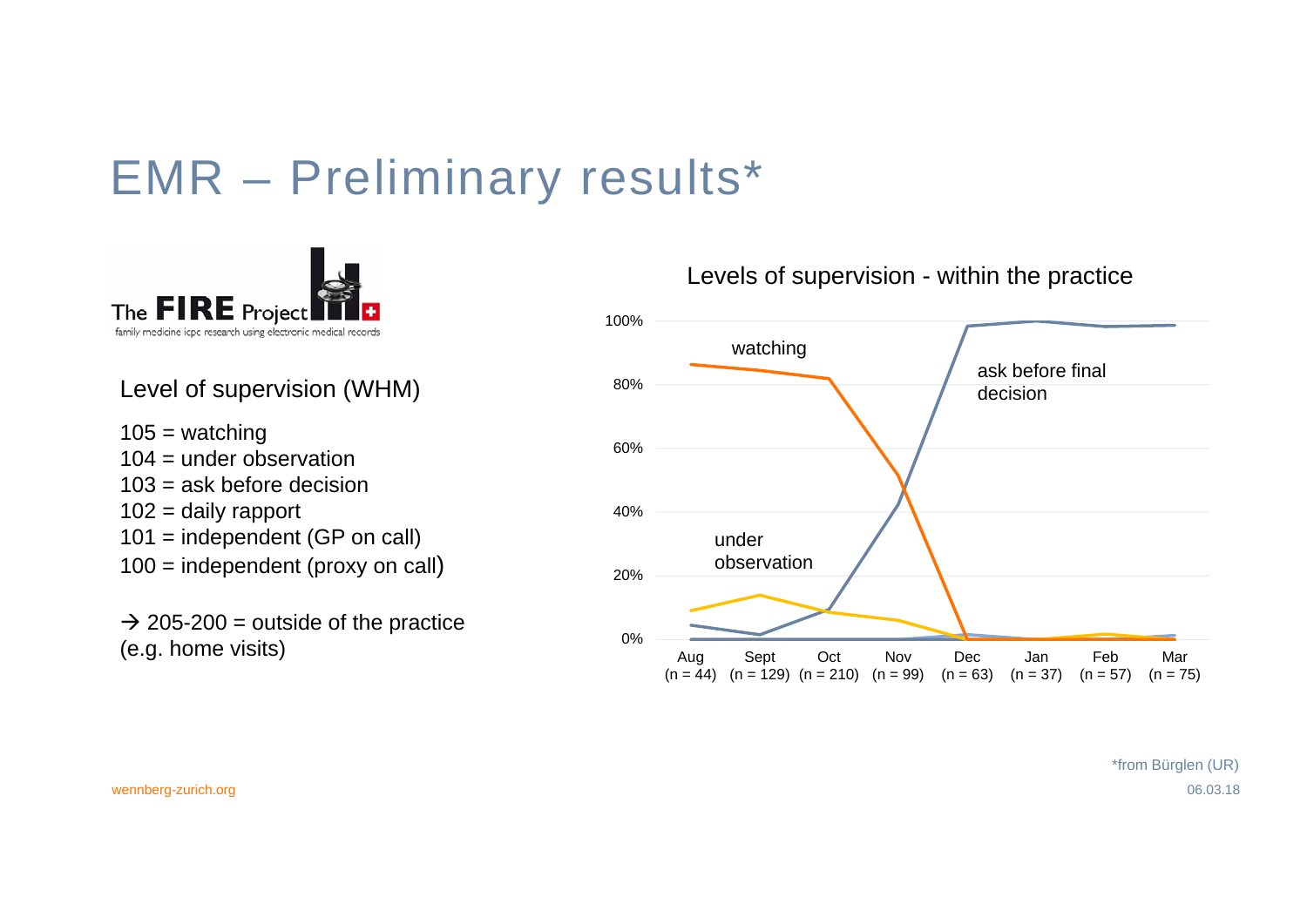# EMR – Preliminary results*

The FIRE Project
family medicine icpc research using electronic medical records

Level of supervision (WHM)

105 = watching
104 = under observation
103 = ask before decision
102 = daily rapport
101 = independent (GP on call)
100 = independent (proxy on call)

→ 205-200 = outside of the practice (e.g. home visits)

Levels of supervision - within the practice

100%
80%
60%
40%
20%
0%

watching

ask before final decision

under observation

Aug (n = 44) | Sept (n = 129) | Oct (n = 210) | Nov (n = 99) | Dec (n = 63) | Jan (n = 37) | Feb (n = 57) | Mar (n = 75)

*from Bürglen (UR)

wennberg-zurich.org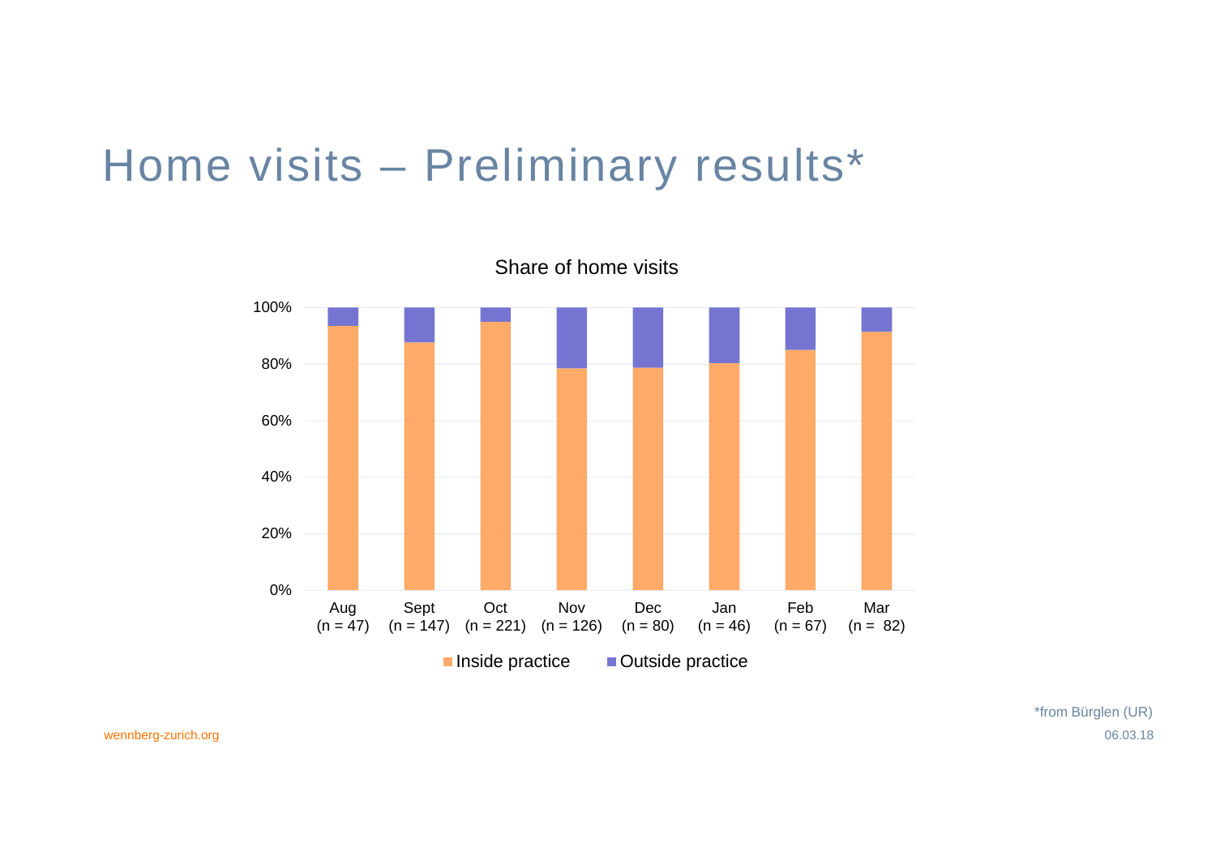# Home visits – Preliminary results*

Share of home visits

100%
80%
60%
40%
20%
0%

Aug (n = 47) | Sept (n = 147) | Oct (n = 221) | Nov (n = 126) | Dec (n = 80) | Jan (n = 46) | Feb (n = 67) | Mar (n = 82)

Inside practice | Outside practice

*from Bürglen (UR)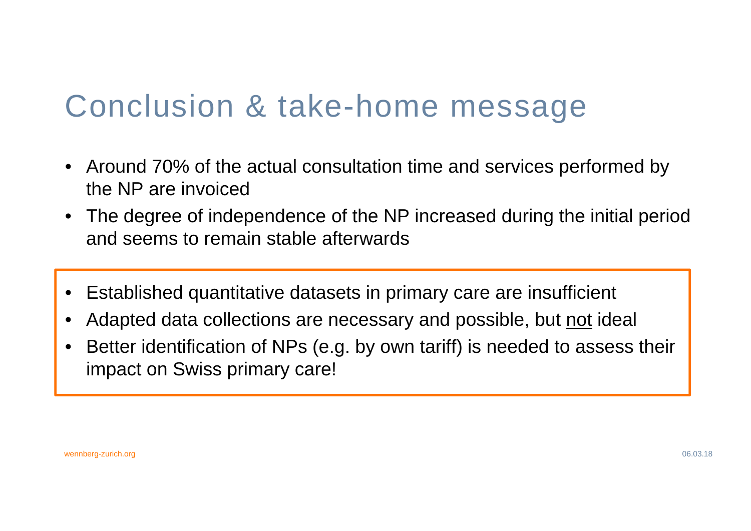# Conclusion & take-home message

- Around 70% of the actual consultation time and services performed by the NP are invoiced
- The degree of independence of the NP increased during the initial period and seems to remain stable afterwards

---

- Established quantitative datasets in primary care are insufficient
- Adapted data collections are necessary and possible, but <u>not</u> ideal
- Better identification of NPs (e.g. by own tariff) is needed to assess their impact on Swiss primary care!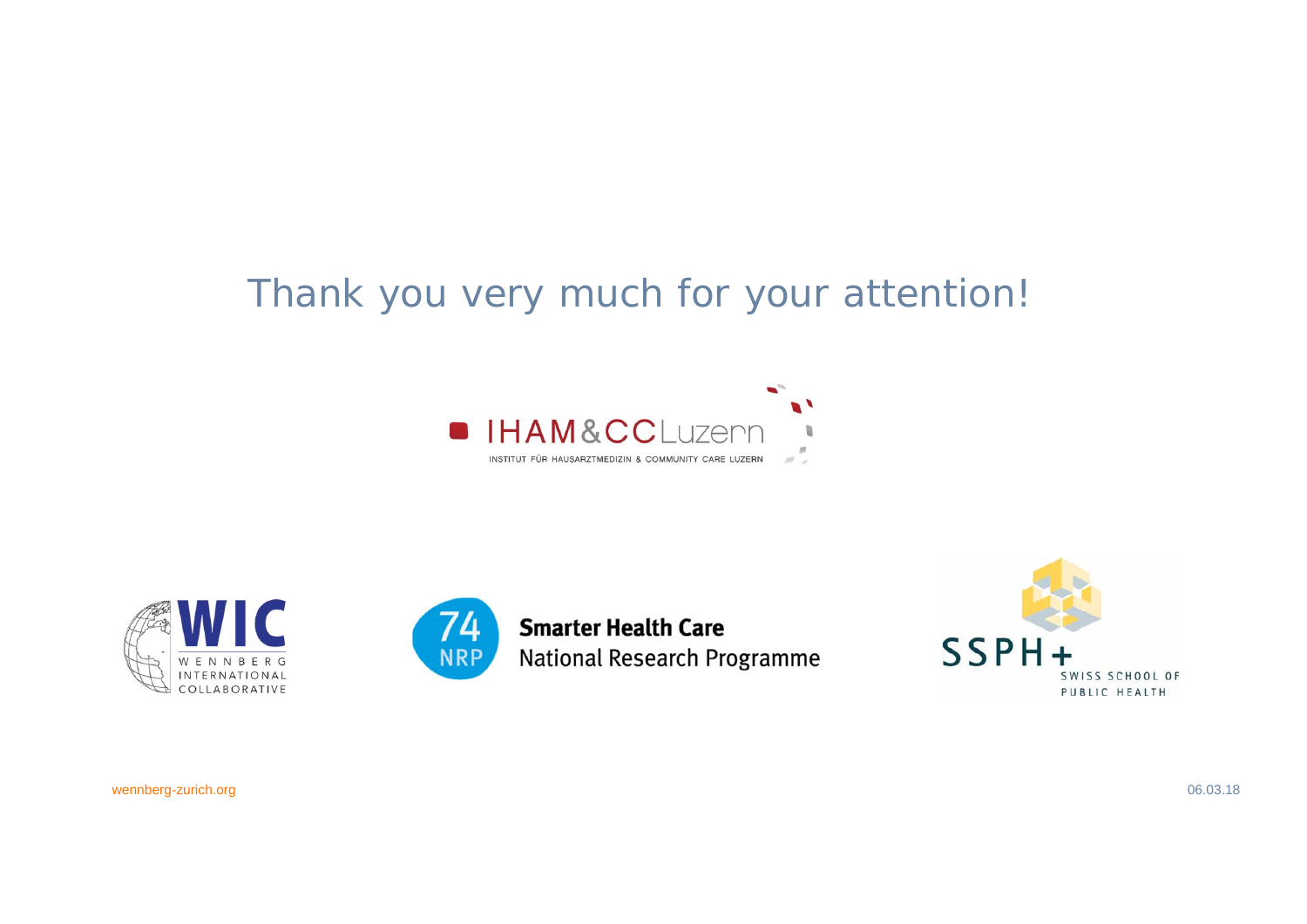Thank you very much for your attention!

IHAM&CC Luzern

INSTITUT FÜR HAUSARZTMEDIZIN & COMMUNITY CARE LUZERN

WIC

WENNBERG INTERNATIONAL COLLABORATIVE

74 NRP

**Smarter Health Care**

National Research Programme

SSPH+

SWISS SCHOOL OF PUBLIC HEALTH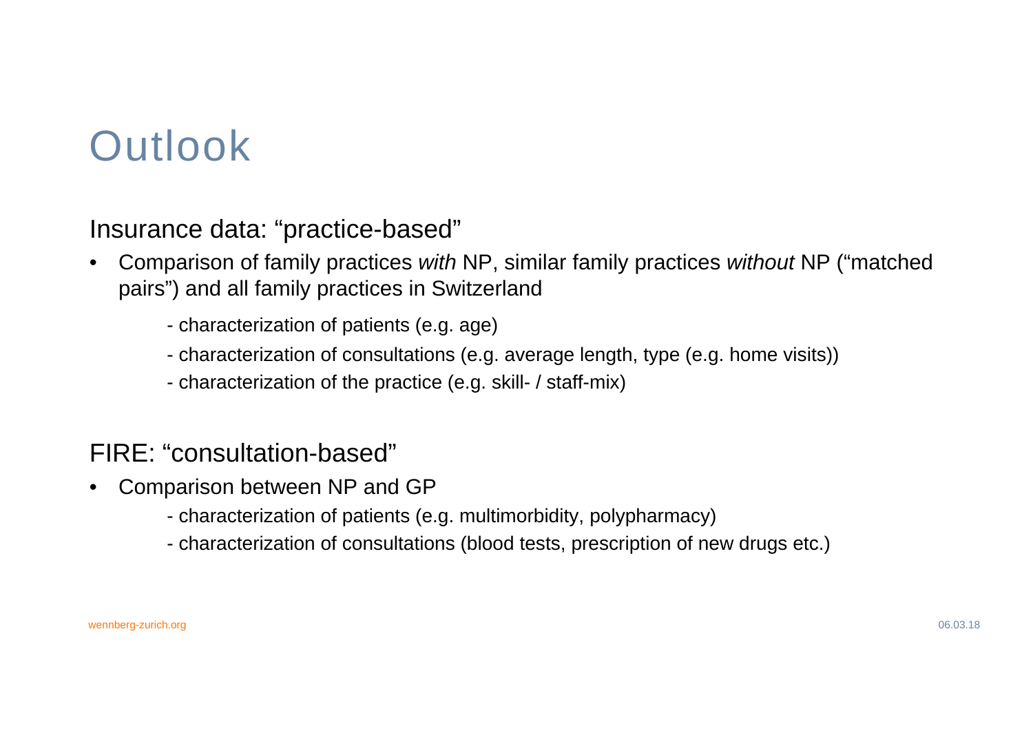# Outlook

## Insurance data: “practice-based”

- Comparison of family practices *with* NP, similar family practices *without* NP (“matched pairs”) and all family practices in Switzerland
  - characterization of patients (e.g. age)
  - characterization of consultations (e.g. average length, type (e.g. home visits))
  - characterization of the practice (e.g. skill- / staff-mix)

## FIRE: “consultation-based”

- Comparison between NP and GP
  - characterization of patients (e.g. multimorbidity, polypharmacy)
  - characterization of consultations (blood tests, prescription of new drugs etc.)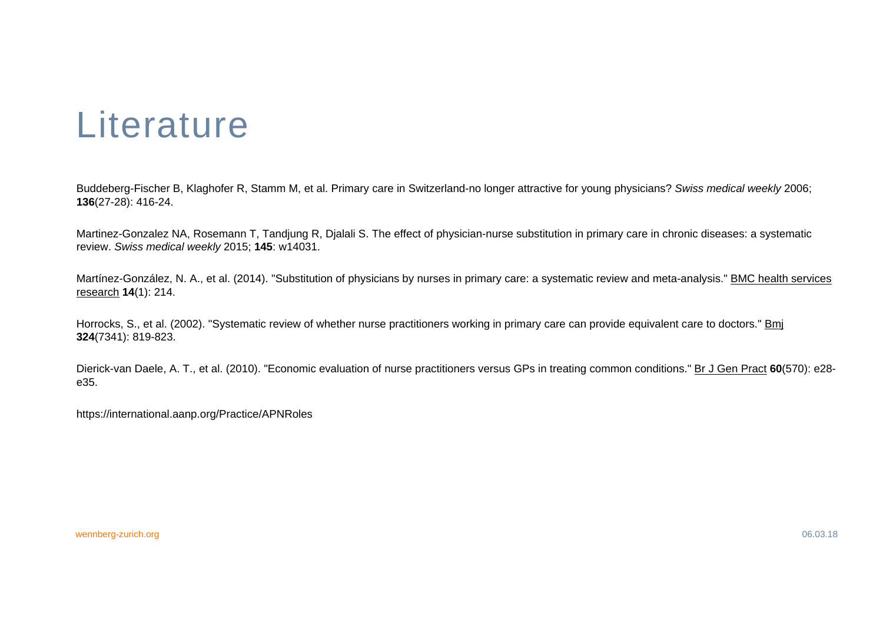# Literature

Buddeberg-Fischer B, Klaghofer R, Stamm M, et al. Primary care in Switzerland-no longer attractive for young physicians? *Swiss medical weekly* 2006; **136**(27-28): 416-24.

Martinez-Gonzalez NA, Rosemann T, Tandjung R, Djalali S. The effect of physician-nurse substitution in primary care in chronic diseases: a systematic review. *Swiss medical weekly* 2015; **145**: w14031.

Martínez-González, N. A., et al. (2014). "Substitution of physicians by nurses in primary care: a systematic review and meta-analysis." BMC health services research **14**(1): 214.

Horrocks, S., et al. (2002). "Systematic review of whether nurse practitioners working in primary care can provide equivalent care to doctors." Bmj **324**(7341): 819-823.

Dierick-van Daele, A. T., et al. (2010). "Economic evaluation of nurse practitioners versus GPs in treating common conditions." Br J Gen Pract **60**(570): e28-e35.

https://international.aanp.org/Practice/APNRoles